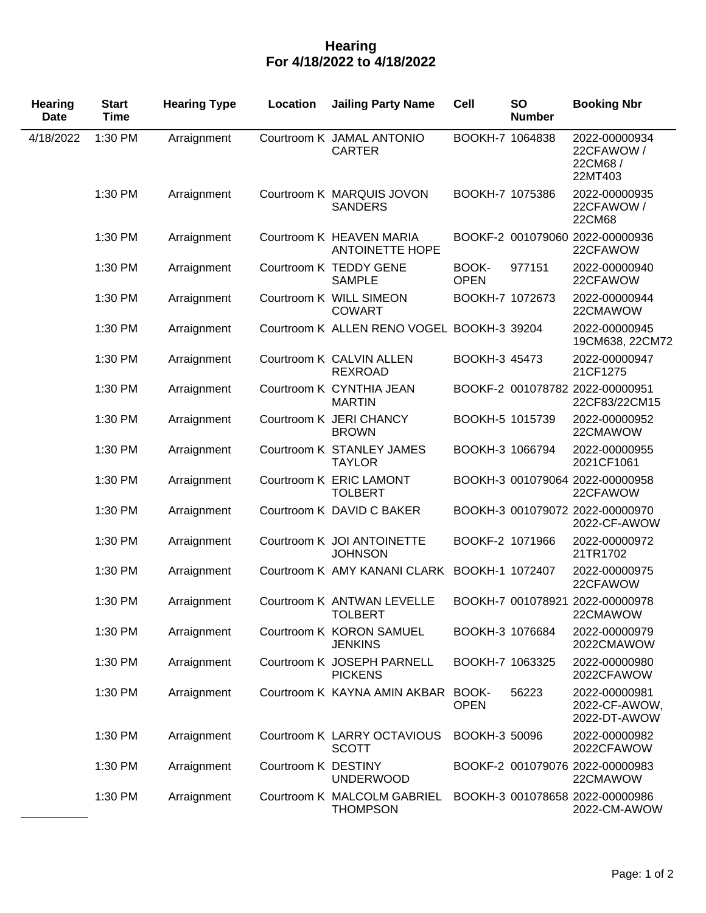# Hearing
## For 4/18/2022 to 4/18/2022

| Hearing Date | Start Time | Hearing Type | Location | Jailing Party Name | Cell | SO Number | Booking Nbr |
|---|---|---|---|---|---|---|---|
| 4/18/2022 | 1:30 PM | Arraignment | Courtroom K | JAMAL ANTONIO CARTER | BOOKH-7 | 1064838 | 2022-00000934 22CFAWOW / 22CM68 / 22MT403 |
| | 1:30 PM | Arraignment | Courtroom K | MARQUIS JOVON SANDERS | BOOKH-7 | 1075386 | 2022-00000935 22CFAWOW / 22CM68 |
| | 1:30 PM | Arraignment | Courtroom K | HEAVEN MARIA ANTOINETTE HOPE | BOOKF-2 | 001079060 | 2022-00000936 22CFAWOW |
| | 1:30 PM | Arraignment | Courtroom K | TEDDY GENE SAMPLE | BOOK-OPEN | 977151 | 2022-00000940 22CFAWOW |
| | 1:30 PM | Arraignment | Courtroom K | WILL SIMEON COWART | BOOKH-7 | 1072673 | 2022-00000944 22CMAWOW |
| | 1:30 PM | Arraignment | Courtroom K | ALLEN RENO VOGEL | BOOKH-3 | 39204 | 2022-00000945 19CM638, 22CM72 |
| | 1:30 PM | Arraignment | Courtroom K | CALVIN ALLEN REXROAD | BOOKH-3 | 45473 | 2022-00000947 21CF1275 |
| | 1:30 PM | Arraignment | Courtroom K | CYNTHIA JEAN MARTIN | BOOKF-2 | 001078782 | 2022-00000951 22CF83/22CM15 |
| | 1:30 PM | Arraignment | Courtroom K | JERI CHANCY BROWN | BOOKH-5 | 1015739 | 2022-00000952 22CMAWOW |
| | 1:30 PM | Arraignment | Courtroom K | STANLEY JAMES TAYLOR | BOOKH-3 | 1066794 | 2022-00000955 2021CF1061 |
| | 1:30 PM | Arraignment | Courtroom K | ERIC LAMONT TOLBERT | BOOKH-3 | 001079064 | 2022-00000958 22CFAWOW |
| | 1:30 PM | Arraignment | Courtroom K | DAVID C BAKER | BOOKH-3 | 001079072 | 2022-00000970 2022-CF-AWOW |
| | 1:30 PM | Arraignment | Courtroom K | JOI ANTOINETTE JOHNSON | BOOKF-2 | 1071966 | 2022-00000972 21TR1702 |
| | 1:30 PM | Arraignment | Courtroom K | AMY KANANI CLARK | BOOKH-1 | 1072407 | 2022-00000975 22CFAWOW |
| | 1:30 PM | Arraignment | Courtroom K | ANTWAN LEVELLE TOLBERT | BOOKH-7 | 001078921 | 2022-00000978 22CMAWOW |
| | 1:30 PM | Arraignment | Courtroom K | KORON SAMUEL JENKINS | BOOKH-3 | 1076684 | 2022-00000979 2022CMAWOW |
| | 1:30 PM | Arraignment | Courtroom K | JOSEPH PARNELL PICKENS | BOOKH-7 | 1063325 | 2022-00000980 2022CFAWOW |
| | 1:30 PM | Arraignment | Courtroom K | KAYNA AMIN AKBAR | BOOK-OPEN | 56223 | 2022-00000981 2022-CF-AWOW, 2022-DT-AWOW |
| | 1:30 PM | Arraignment | Courtroom K | LARRY OCTAVIOUS SCOTT | BOOKH-3 | 50096 | 2022-00000982 2022CFAWOW |
| | 1:30 PM | Arraignment | Courtroom K | DESTINY UNDERWOOD | BOOKF-2 | 001079076 | 2022-00000983 22CMAWOW |
| | 1:30 PM | Arraignment | Courtroom K | MALCOLM GABRIEL THOMPSON | BOOKH-3 | 001078658 | 2022-00000986 2022-CM-AWOW |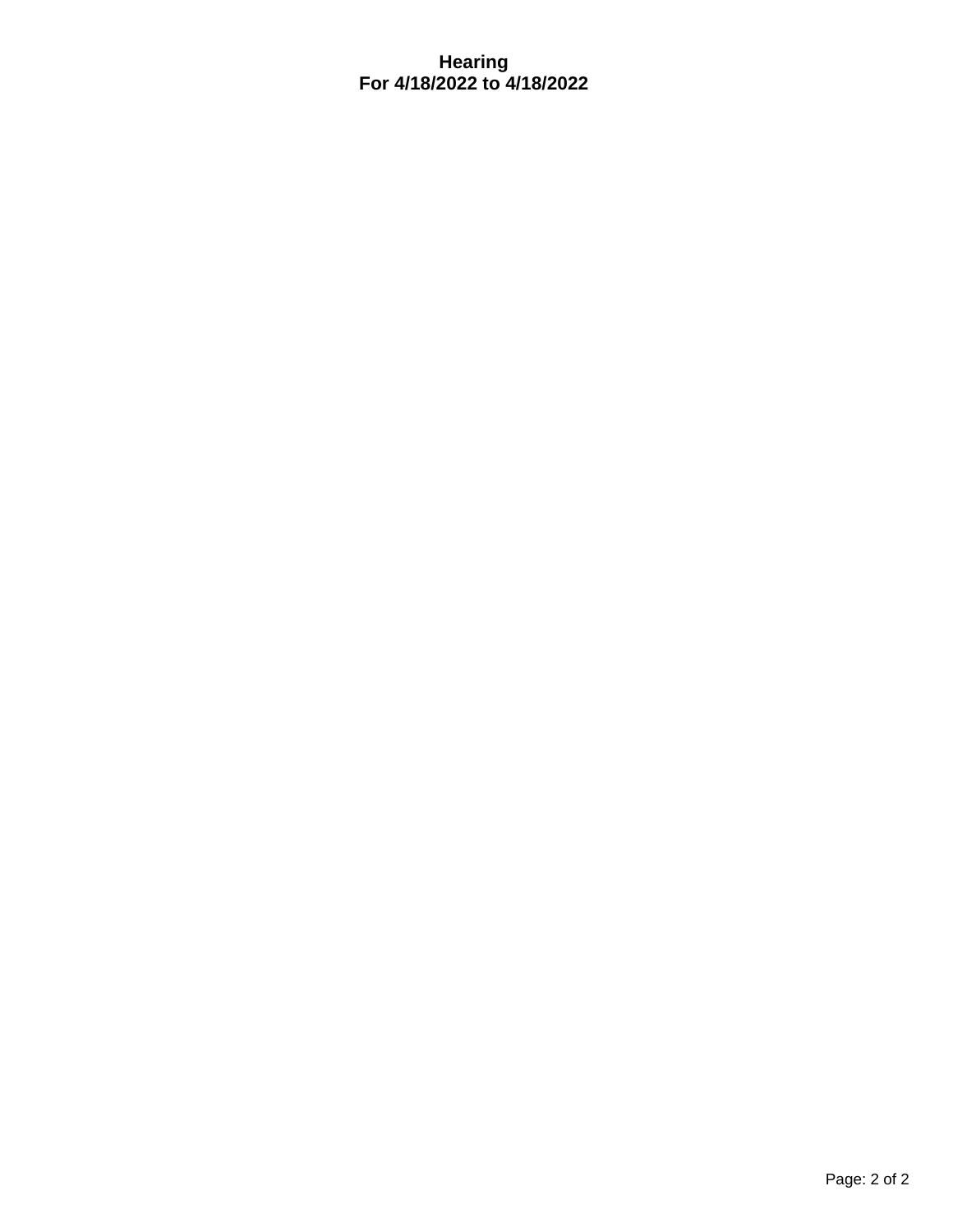**Hearing**
**For 4/18/2022 to 4/18/2022**